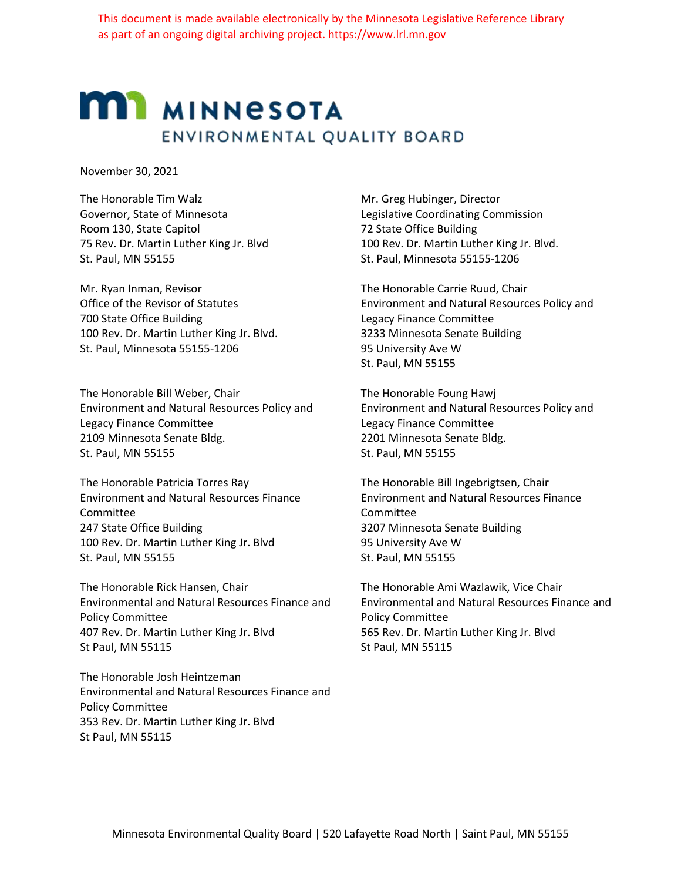This document is made available electronically by the Minnesota Legislative Reference Library as part of an ongoing digital archiving project. https://www.lrl.mn.gov

# MINNESOTA ENVIRONMENTAL QUALITY BOARD

November 30, 2021

The Honorable Tim Walz
Governor, State of Minnesota
Room 130, State Capitol
75 Rev. Dr. Martin Luther King Jr. Blvd
St. Paul, MN 55155

Mr. Greg Hubinger, Director
Legislative Coordinating Commission
72 State Office Building
100 Rev. Dr. Martin Luther King Jr. Blvd.
St. Paul, Minnesota 55155-1206

Mr. Ryan Inman, Revisor
Office of the Revisor of Statutes
700 State Office Building
100 Rev. Dr. Martin Luther King Jr. Blvd.
St. Paul, Minnesota 55155-1206

The Honorable Carrie Ruud, Chair
Environment and Natural Resources Policy and Legacy Finance Committee
3233 Minnesota Senate Building
95 University Ave W
St. Paul, MN 55155

The Honorable Bill Weber, Chair
Environment and Natural Resources Policy and Legacy Finance Committee
2109 Minnesota Senate Bldg.
St. Paul, MN 55155

The Honorable Foung Hawj
Environment and Natural Resources Policy and Legacy Finance Committee
2201 Minnesota Senate Bldg.
St. Paul, MN 55155

The Honorable Patricia Torres Ray
Environment and Natural Resources Finance Committee
247 State Office Building
100 Rev. Dr. Martin Luther King Jr. Blvd
St. Paul, MN 55155

The Honorable Bill Ingebrigtsen, Chair
Environment and Natural Resources Finance Committee
3207 Minnesota Senate Building
95 University Ave W
St. Paul, MN 55155

The Honorable Rick Hansen, Chair
Environmental and Natural Resources Finance and Policy Committee
407 Rev. Dr. Martin Luther King Jr. Blvd
St Paul, MN 55115

The Honorable Ami Wazlawik, Vice Chair
Environmental and Natural Resources Finance and Policy Committee
565 Rev. Dr. Martin Luther King Jr. Blvd
St Paul, MN 55115

The Honorable Josh Heintzeman
Environmental and Natural Resources Finance and Policy Committee
353 Rev. Dr. Martin Luther King Jr. Blvd
St Paul, MN 55115

Minnesota Environmental Quality Board | 520 Lafayette Road North | Saint Paul, MN 55155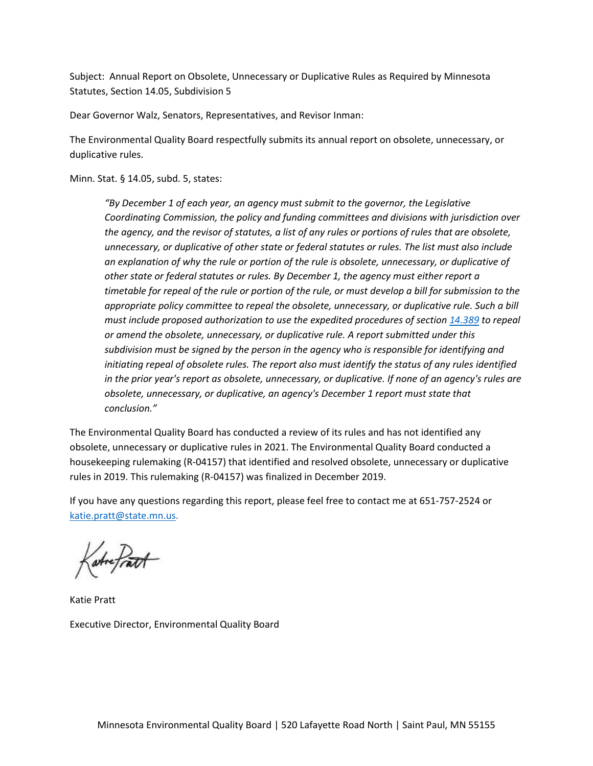Subject: Annual Report on Obsolete, Unnecessary or Duplicative Rules as Required by Minnesota Statutes, Section 14.05, Subdivision 5

Dear Governor Walz, Senators, Representatives, and Revisor Inman:

The Environmental Quality Board respectfully submits its annual report on obsolete, unnecessary, or duplicative rules.

Minn. Stat. § 14.05, subd. 5, states:

> *"By December 1 of each year, an agency must submit to the governor, the Legislative Coordinating Commission, the policy and funding committees and divisions with jurisdiction over the agency, and the revisor of statutes, a list of any rules or portions of rules that are obsolete, unnecessary, or duplicative of other state or federal statutes or rules. The list must also include an explanation of why the rule or portion of the rule is obsolete, unnecessary, or duplicative of other state or federal statutes or rules. By December 1, the agency must either report a timetable for repeal of the rule or portion of the rule, or must develop a bill for submission to the appropriate policy committee to repeal the obsolete, unnecessary, or duplicative rule. Such a bill must include proposed authorization to use the expedited procedures of section [14.389](14.389) to repeal or amend the obsolete, unnecessary, or duplicative rule. A report submitted under this subdivision must be signed by the person in the agency who is responsible for identifying and initiating repeal of obsolete rules. The report also must identify the status of any rules identified in the prior year's report as obsolete, unnecessary, or duplicative. If none of an agency's rules are obsolete, unnecessary, or duplicative, an agency's December 1 report must state that conclusion."*

The Environmental Quality Board has conducted a review of its rules and has not identified any obsolete, unnecessary or duplicative rules in 2021. The Environmental Quality Board conducted a housekeeping rulemaking (R-04157) that identified and resolved obsolete, unnecessary or duplicative rules in 2019. This rulemaking (R-04157) was finalized in December 2019.

If you have any questions regarding this report, please feel free to contact me at 651-757-2524 or katie.pratt@state.mn.us.

Katie Pratt

Executive Director, Environmental Quality Board

Minnesota Environmental Quality Board | 520 Lafayette Road North | Saint Paul, MN 55155